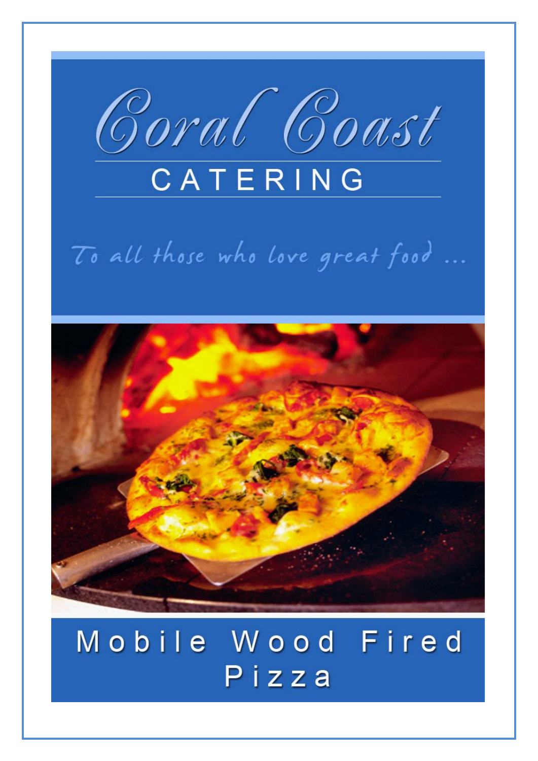# Coral Coast

## CATERING

*To all those who love great food …*

## Mobile Wood Fired Pizza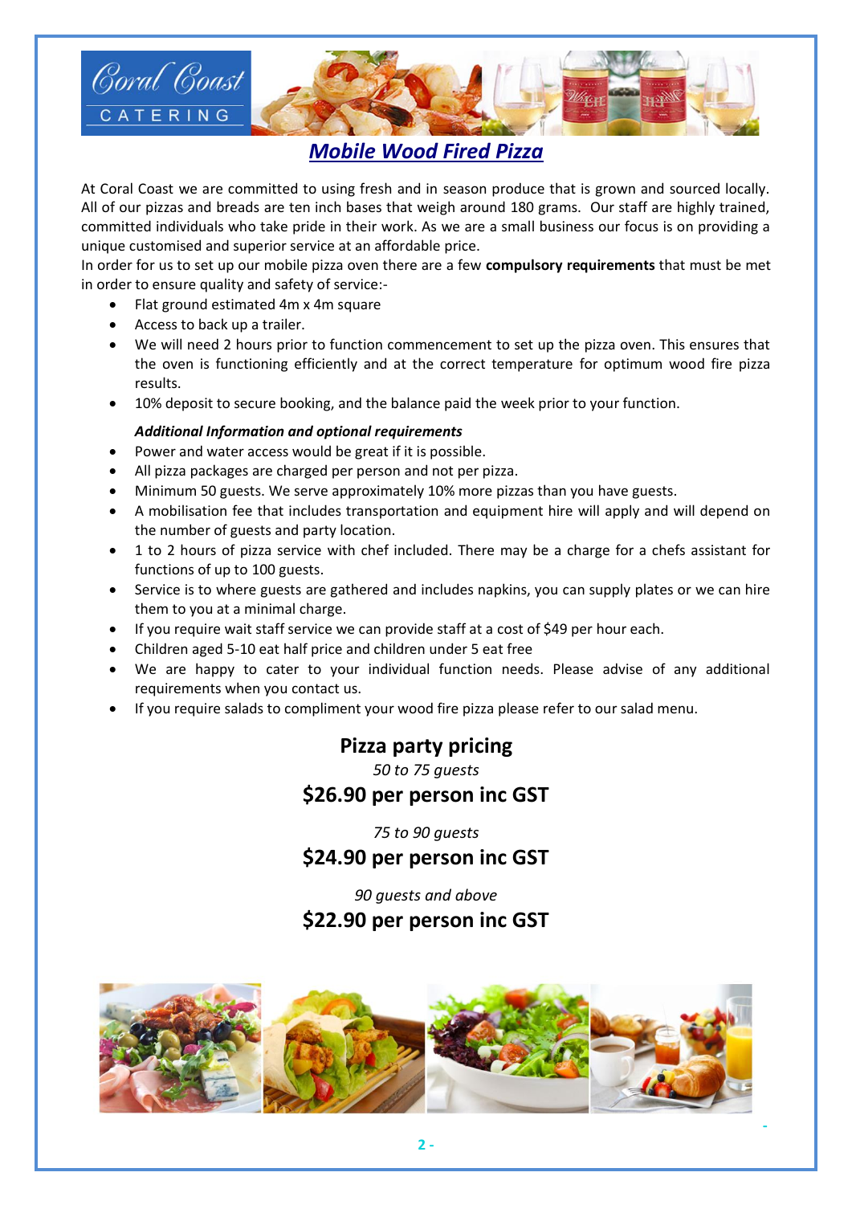# Mobile Wood Fired Pizza

At Coral Coast we are committed to using fresh and in season produce that is grown and sourced locally. All of our pizzas and breads are ten inch bases that weigh around 180 grams. Our staff are highly trained, committed individuals who take pride in their work. As we are a small business our focus is on providing a unique customised and superior service at an affordable price.

In order for us to set up our mobile pizza oven there are a few **compulsory requirements** that must be met in order to ensure quality and safety of service:-

- Flat ground estimated 4m x 4m square
- Access to back up a trailer.
- We will need 2 hours prior to function commencement to set up the pizza oven. This ensures that the oven is functioning efficiently and at the correct temperature for optimum wood fire pizza results.
- 10% deposit to secure booking, and the balance paid the week prior to your function.

***Additional Information and optional requirements***

- Power and water access would be great if it is possible.
- All pizza packages are charged per person and not per pizza.
- Minimum 50 guests. We serve approximately 10% more pizzas than you have guests.
- A mobilisation fee that includes transportation and equipment hire will apply and will depend on the number of guests and party location.
- 1 to 2 hours of pizza service with chef included. There may be a charge for a chefs assistant for functions of up to 100 guests.
- Service is to where guests are gathered and includes napkins, you can supply plates or we can hire them to you at a minimal charge.
- If you require wait staff service we can provide staff at a cost of $49 per hour each.
- Children aged 5-10 eat half price and children under 5 eat free
- We are happy to cater to your individual function needs. Please advise of any additional requirements when you contact us.
- If you require salads to compliment your wood fire pizza please refer to our salad menu.

## Pizza party pricing

*50 to 75 guests*

**$26.90 per person inc GST**

*75 to 90 guests*

**$24.90 per person inc GST**

*90 guests and above*

**$22.90 per person inc GST**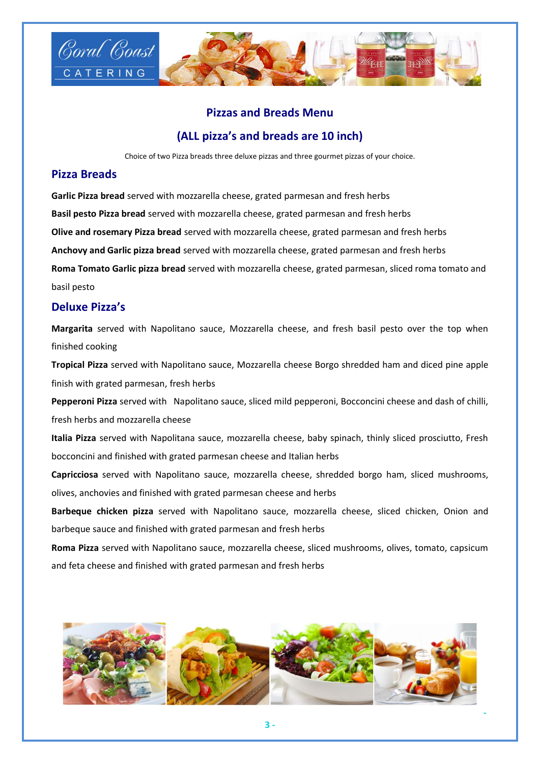## Pizzas and Breads Menu

## (ALL pizza's and breads are 10 inch)

Choice of two Pizza breads three deluxe pizzas and three gourmet pizzas of your choice.

### Pizza Breads

**Garlic Pizza bread** served with mozzarella cheese, grated parmesan and fresh herbs

**Basil pesto Pizza bread** served with mozzarella cheese, grated parmesan and fresh herbs

**Olive and rosemary Pizza bread** served with mozzarella cheese, grated parmesan and fresh herbs

**Anchovy and Garlic pizza bread** served with mozzarella cheese, grated parmesan and fresh herbs

**Roma Tomato Garlic pizza bread** served with mozzarella cheese, grated parmesan, sliced roma tomato and basil pesto

### Deluxe Pizza's

**Margarita** served with Napolitano sauce, Mozzarella cheese, and fresh basil pesto over the top when finished cooking

**Tropical Pizza** served with Napolitano sauce, Mozzarella cheese Borgo shredded ham and diced pine apple finish with grated parmesan, fresh herbs

**Pepperoni Pizza** served with Napolitano sauce, sliced mild pepperoni, Bocconcini cheese and dash of chilli, fresh herbs and mozzarella cheese

**Italia Pizza** served with Napolitana sauce, mozzarella cheese, baby spinach, thinly sliced prosciutto, Fresh bocconcini and finished with grated parmesan cheese and Italian herbs

**Capricciosa** served with Napolitano sauce, mozzarella cheese, shredded borgo ham, sliced mushrooms, olives, anchovies and finished with grated parmesan cheese and herbs

**Barbeque chicken pizza** served with Napolitano sauce, mozzarella cheese, sliced chicken, Onion and barbeque sauce and finished with grated parmesan and fresh herbs

**Roma Pizza** served with Napolitano sauce, mozzarella cheese, sliced mushrooms, olives, tomato, capsicum and feta cheese and finished with grated parmesan and fresh herbs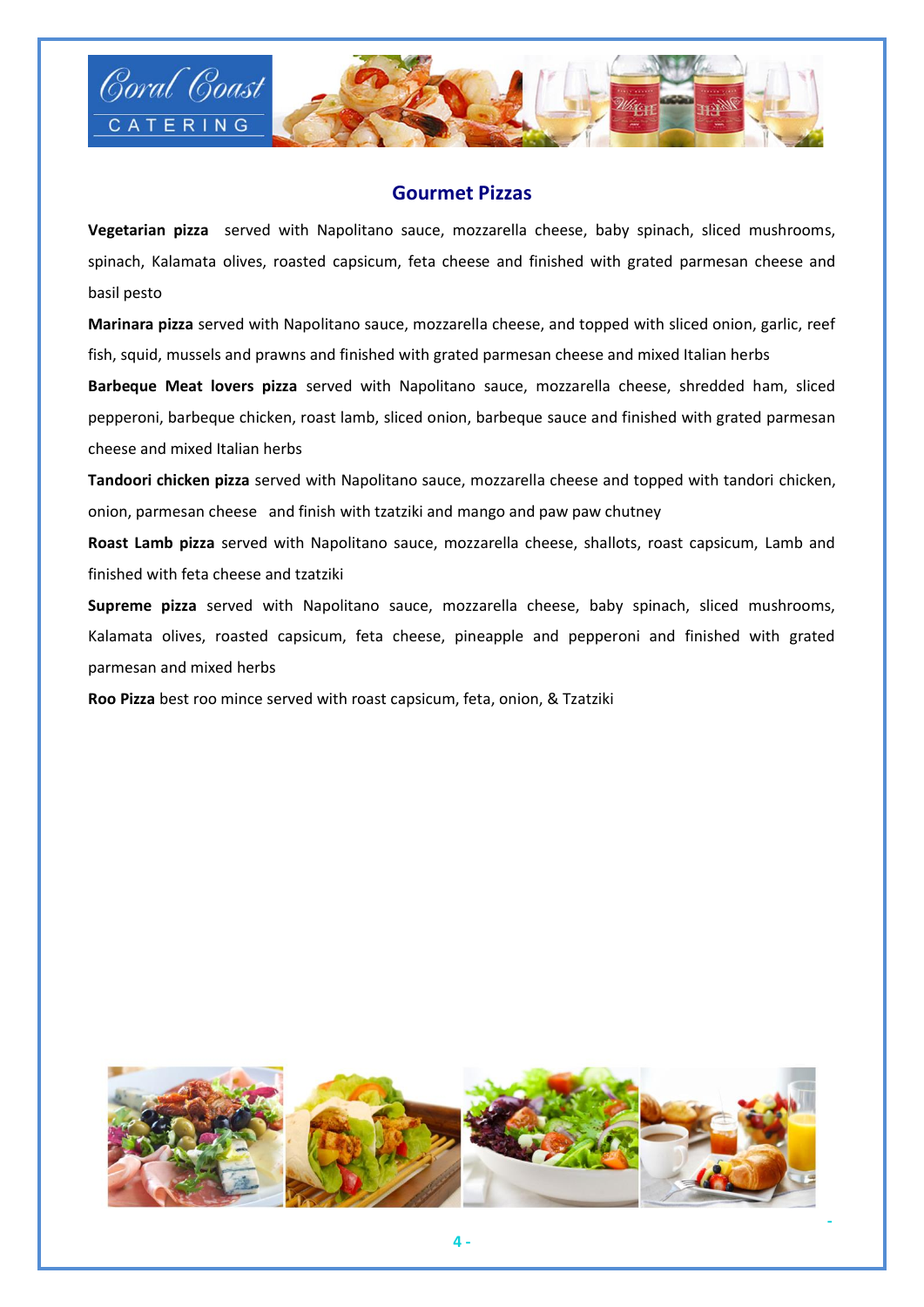## Gourmet Pizzas

**Vegetarian pizza** served with Napolitano sauce, mozzarella cheese, baby spinach, sliced mushrooms, spinach, Kalamata olives, roasted capsicum, feta cheese and finished with grated parmesan cheese and basil pesto

**Marinara pizza** served with Napolitano sauce, mozzarella cheese, and topped with sliced onion, garlic, reef fish, squid, mussels and prawns and finished with grated parmesan cheese and mixed Italian herbs

**Barbeque Meat lovers pizza** served with Napolitano sauce, mozzarella cheese, shredded ham, sliced pepperoni, barbeque chicken, roast lamb, sliced onion, barbeque sauce and finished with grated parmesan cheese and mixed Italian herbs

**Tandoori chicken pizza** served with Napolitano sauce, mozzarella cheese and topped with tandori chicken, onion, parmesan cheese and finish with tzatziki and mango and paw paw chutney

**Roast Lamb pizza** served with Napolitano sauce, mozzarella cheese, shallots, roast capsicum, Lamb and finished with feta cheese and tzatziki

**Supreme pizza** served with Napolitano sauce, mozzarella cheese, baby spinach, sliced mushrooms, Kalamata olives, roasted capsicum, feta cheese, pineapple and pepperoni and finished with grated parmesan and mixed herbs

**Roo Pizza** best roo mince served with roast capsicum, feta, onion, & Tzatziki